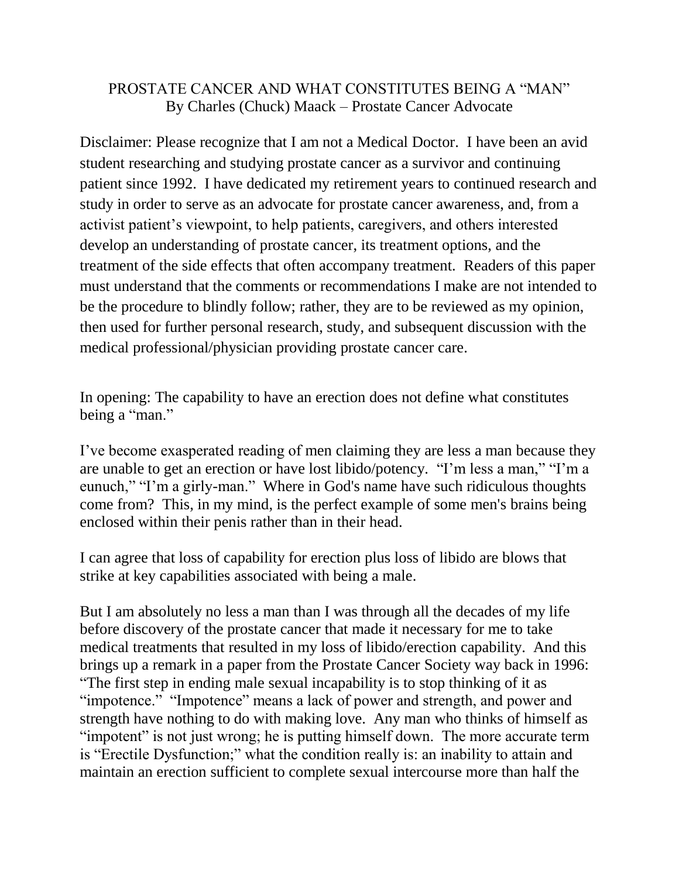# PROSTATE CANCER AND WHAT CONSTITUTES BEING A "MAN"

By Charles (Chuck) Maack – Prostate Cancer Advocate

Disclaimer: Please recognize that I am not a Medical Doctor. I have been an avid student researching and studying prostate cancer as a survivor and continuing patient since 1992. I have dedicated my retirement years to continued research and study in order to serve as an advocate for prostate cancer awareness, and, from a activist patient's viewpoint, to help patients, caregivers, and others interested develop an understanding of prostate cancer, its treatment options, and the treatment of the side effects that often accompany treatment. Readers of this paper must understand that the comments or recommendations I make are not intended to be the procedure to blindly follow; rather, they are to be reviewed as my opinion, then used for further personal research, study, and subsequent discussion with the medical professional/physician providing prostate cancer care.

In opening: The capability to have an erection does not define what constitutes being a "man."

I've become exasperated reading of men claiming they are less a man because they are unable to get an erection or have lost libido/potency. "I'm less a man," "I'm a eunuch," "I'm a girly-man." Where in God's name have such ridiculous thoughts come from? This, in my mind, is the perfect example of some men's brains being enclosed within their penis rather than in their head.

I can agree that loss of capability for erection plus loss of libido are blows that strike at key capabilities associated with being a male.

But I am absolutely no less a man than I was through all the decades of my life before discovery of the prostate cancer that made it necessary for me to take medical treatments that resulted in my loss of libido/erection capability. And this brings up a remark in a paper from the Prostate Cancer Society way back in 1996: "The first step in ending male sexual incapability is to stop thinking of it as "impotence." "Impotence" means a lack of power and strength, and power and strength have nothing to do with making love. Any man who thinks of himself as "impotent" is not just wrong; he is putting himself down. The more accurate term is "Erectile Dysfunction;" what the condition really is: an inability to attain and maintain an erection sufficient to complete sexual intercourse more than half the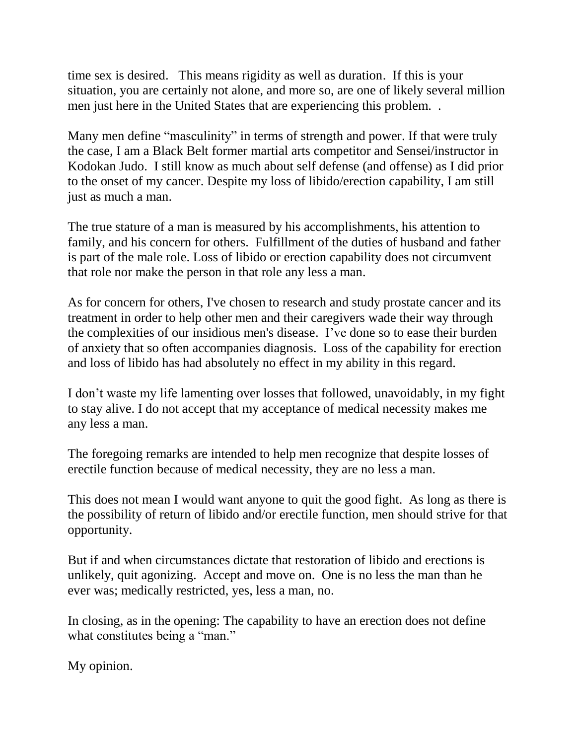time sex is desired. This means rigidity as well as duration. If this is your situation, you are certainly not alone, and more so, are one of likely several million men just here in the United States that are experiencing this problem. .

Many men define "masculinity" in terms of strength and power. If that were truly the case, I am a Black Belt former martial arts competitor and Sensei/instructor in Kodokan Judo. I still know as much about self defense (and offense) as I did prior to the onset of my cancer. Despite my loss of libido/erection capability, I am still just as much a man.

The true stature of a man is measured by his accomplishments, his attention to family, and his concern for others. Fulfillment of the duties of husband and father is part of the male role. Loss of libido or erection capability does not circumvent that role nor make the person in that role any less a man.

As for concern for others, I've chosen to research and study prostate cancer and its treatment in order to help other men and their caregivers wade their way through the complexities of our insidious men's disease. I've done so to ease their burden of anxiety that so often accompanies diagnosis. Loss of the capability for erection and loss of libido has had absolutely no effect in my ability in this regard.

I don't waste my life lamenting over losses that followed, unavoidably, in my fight to stay alive. I do not accept that my acceptance of medical necessity makes me any less a man.

The foregoing remarks are intended to help men recognize that despite losses of erectile function because of medical necessity, they are no less a man.

This does not mean I would want anyone to quit the good fight. As long as there is the possibility of return of libido and/or erectile function, men should strive for that opportunity.

But if and when circumstances dictate that restoration of libido and erections is unlikely, quit agonizing. Accept and move on. One is no less the man than he ever was; medically restricted, yes, less a man, no.

In closing, as in the opening: The capability to have an erection does not define what constitutes being a "man."

My opinion.